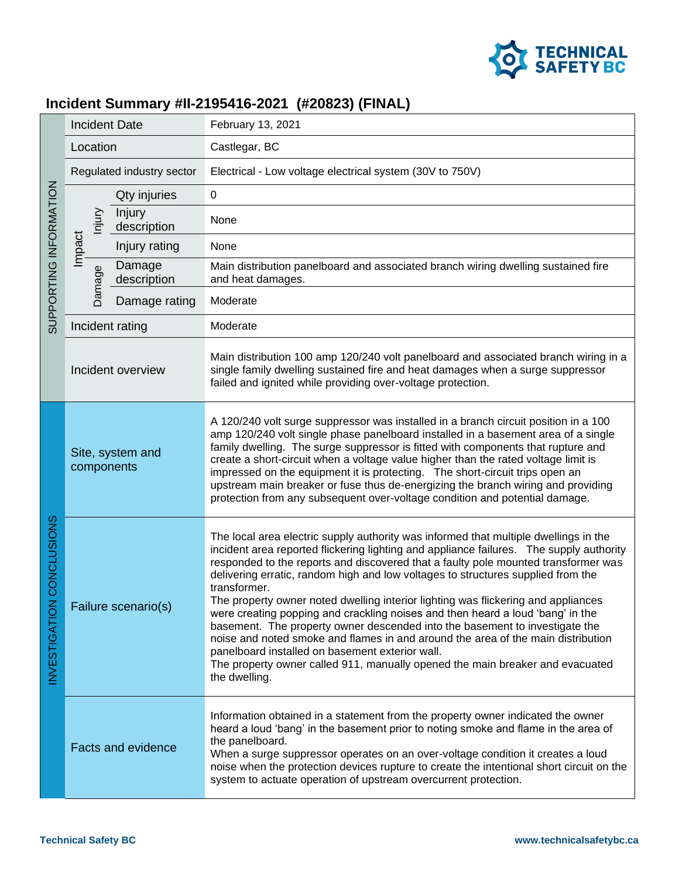## Incident Summary #II-2195416-2021 (#20823) (FINAL)

| | | | |
|---|---|---|---|
| SUPPORTING INFORMATION | Incident Date | | February 13, 2021 |
| | Location | | Castlegar, BC |
| | Regulated industry sector | | Electrical - Low voltage electrical system (30V to 750V) |
| | Impact – Injury | Qty injuries | 0 |
| | | Injury description | None |
| | | Injury rating | None |
| | Impact – Damage | Damage description | Main distribution panelboard and associated branch wiring dwelling sustained fire and heat damages. |
| | | Damage rating | Moderate |
| | Incident rating | | Moderate |
| | Incident overview | | Main distribution 100 amp 120/240 volt panelboard and associated branch wiring in a single family dwelling sustained fire and heat damages when a surge suppressor failed and ignited while providing over-voltage protection. |
| INVESTIGATION CONCLUSIONS | Site, system and components | | A 120/240 volt surge suppressor was installed in a branch circuit position in a 100 amp 120/240 volt single phase panelboard installed in a basement area of a single family dwelling. The surge suppressor is fitted with components that rupture and create a short-circuit when a voltage value higher than the rated voltage limit is impressed on the equipment it is protecting. The short-circuit trips open an upstream main breaker or fuse thus de-energizing the branch wiring and providing protection from any subsequent over-voltage condition and potential damage. |
| | Failure scenario(s) | | The local area electric supply authority was informed that multiple dwellings in the incident area reported flickering lighting and appliance failures. The supply authority responded to the reports and discovered that a faulty pole mounted transformer was delivering erratic, random high and low voltages to structures supplied from the transformer.<br>The property owner noted dwelling interior lighting was flickering and appliances were creating popping and crackling noises and then heard a loud 'bang' in the basement. The property owner descended into the basement to investigate the noise and noted smoke and flames in and around the area of the main distribution panelboard installed on basement exterior wall.<br>The property owner called 911, manually opened the main breaker and evacuated the dwelling. |
| | Facts and evidence | | Information obtained in a statement from the property owner indicated the owner heard a loud 'bang' in the basement prior to noting smoke and flame in the area of the panelboard.<br>When a surge suppressor operates on an over-voltage condition it creates a loud noise when the protection devices rupture to create the intentional short circuit on the system to actuate operation of upstream overcurrent protection. |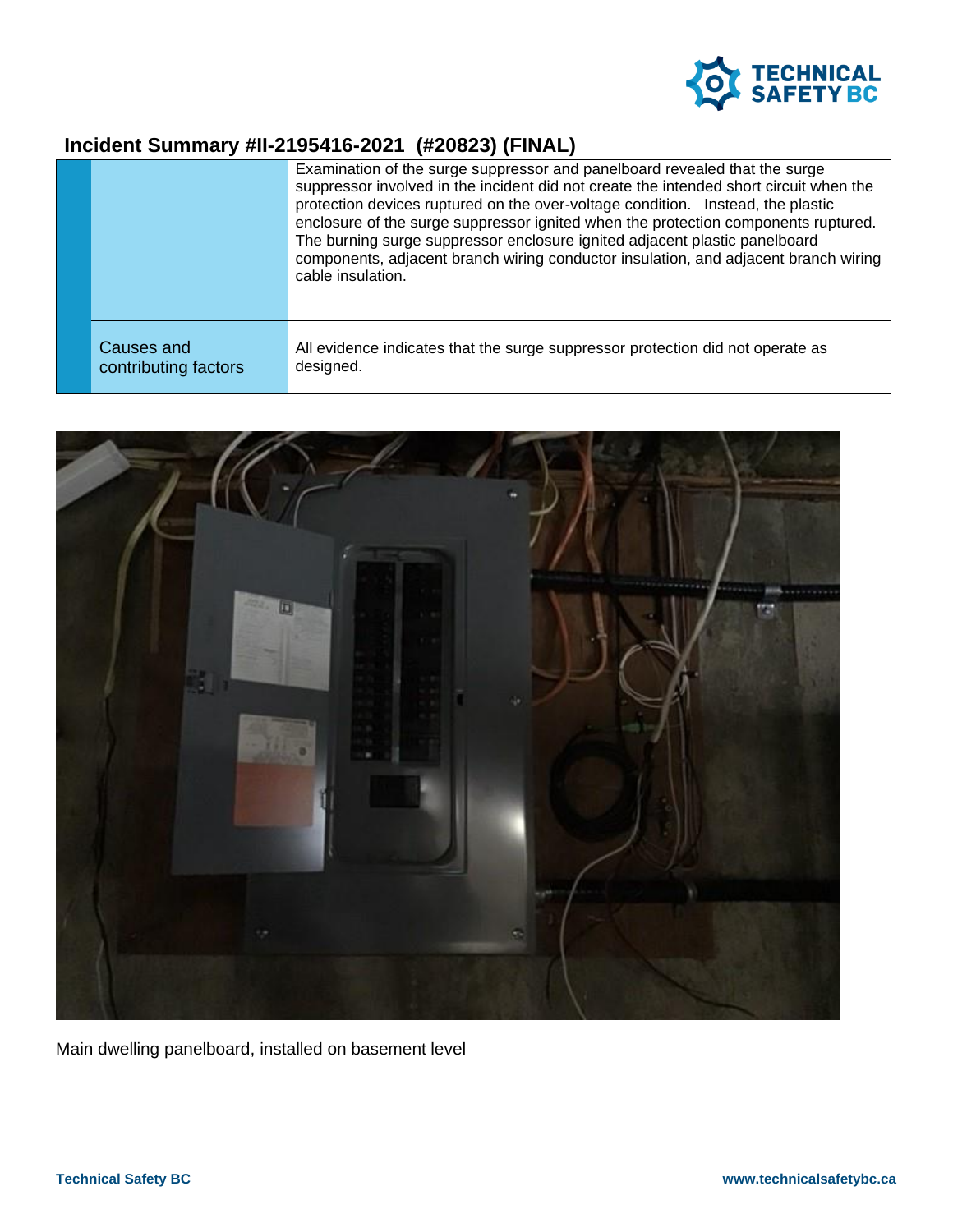## Incident Summary #II-2195416-2021 (#20823) (FINAL)

| | |
|---|---|
| | Examination of the surge suppressor and panelboard revealed that the surge suppressor involved in the incident did not create the intended short circuit when the protection devices ruptured on the over-voltage condition. Instead, the plastic enclosure of the surge suppressor ignited when the protection components ruptured. The burning surge suppressor enclosure ignited adjacent plastic panelboard components, adjacent branch wiring conductor insulation, and adjacent branch wiring cable insulation. |
| Causes and contributing factors | All evidence indicates that the surge suppressor protection did not operate as designed. |

Main dwelling panelboard, installed on basement level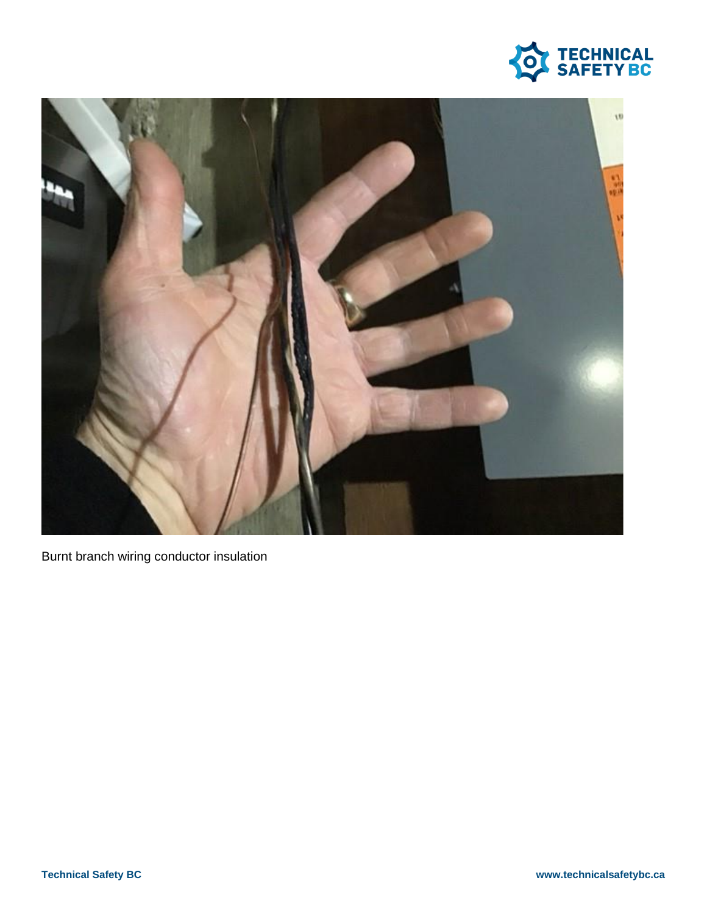Burnt branch wiring conductor insulation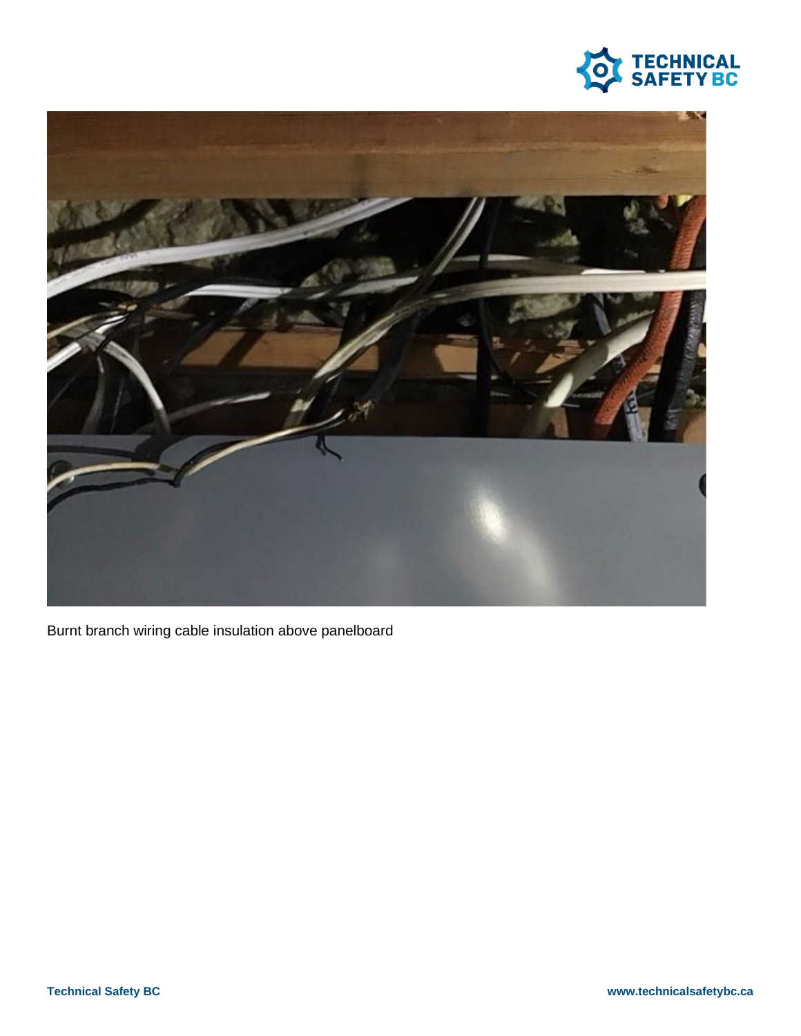Burnt branch wiring cable insulation above panelboard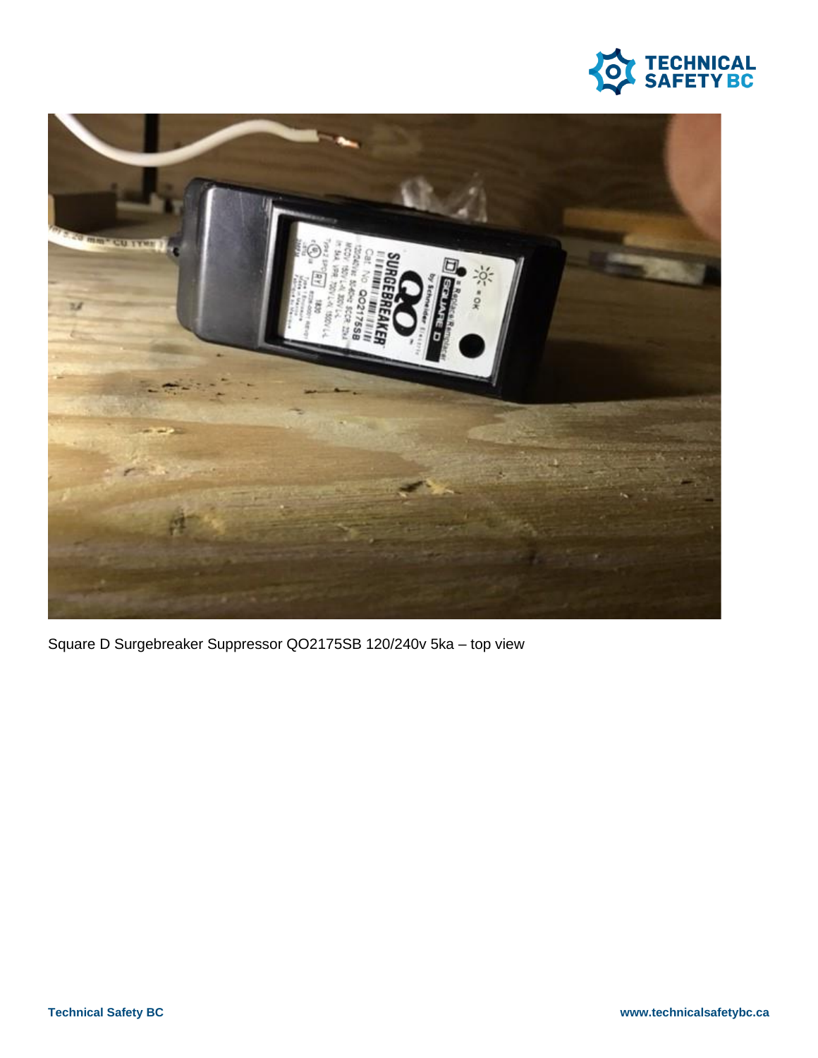Square D Surgebreaker Suppressor QO2175SB 120/240v 5ka – top view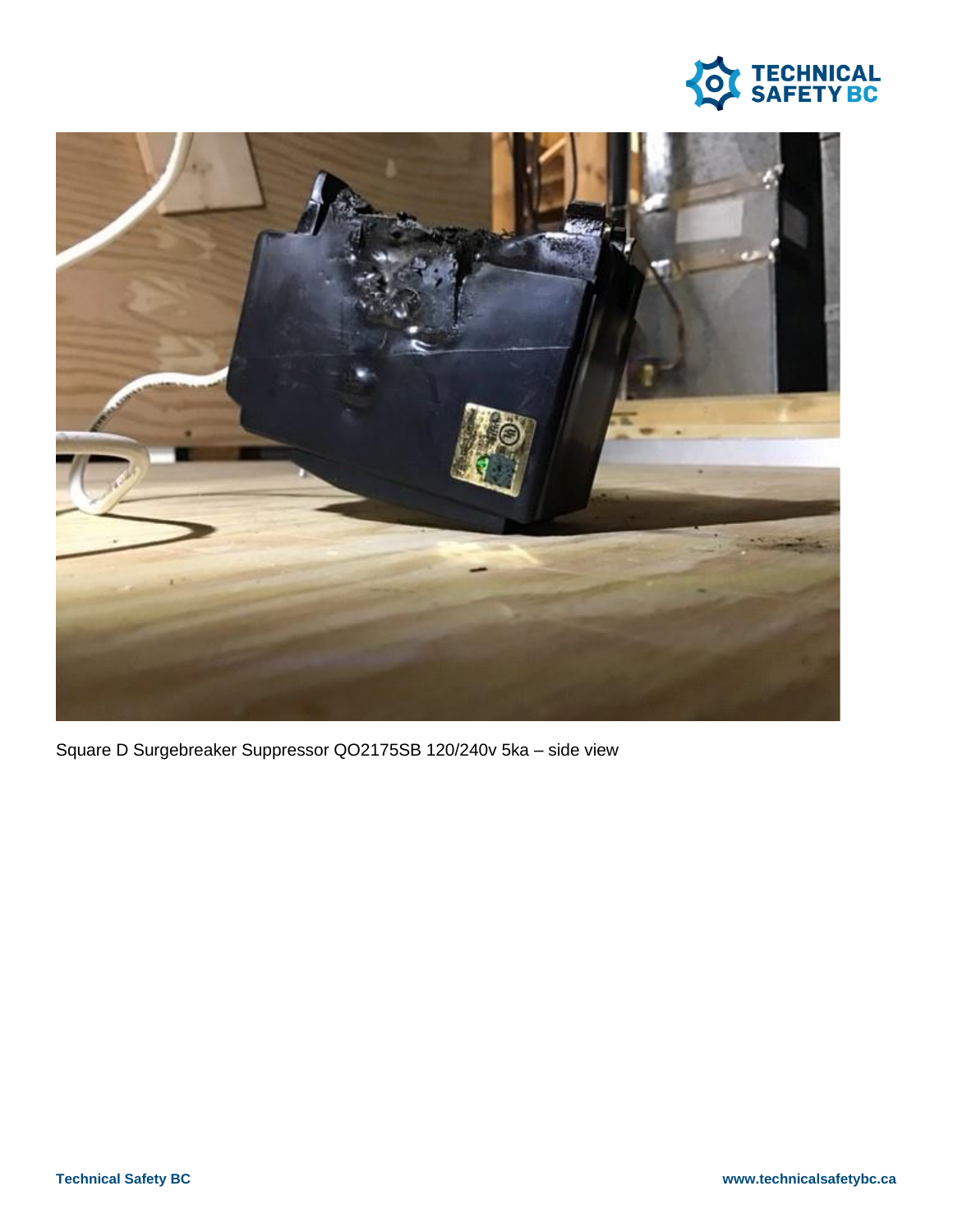Square D Surgebreaker Suppressor QO2175SB 120/240v 5ka – side view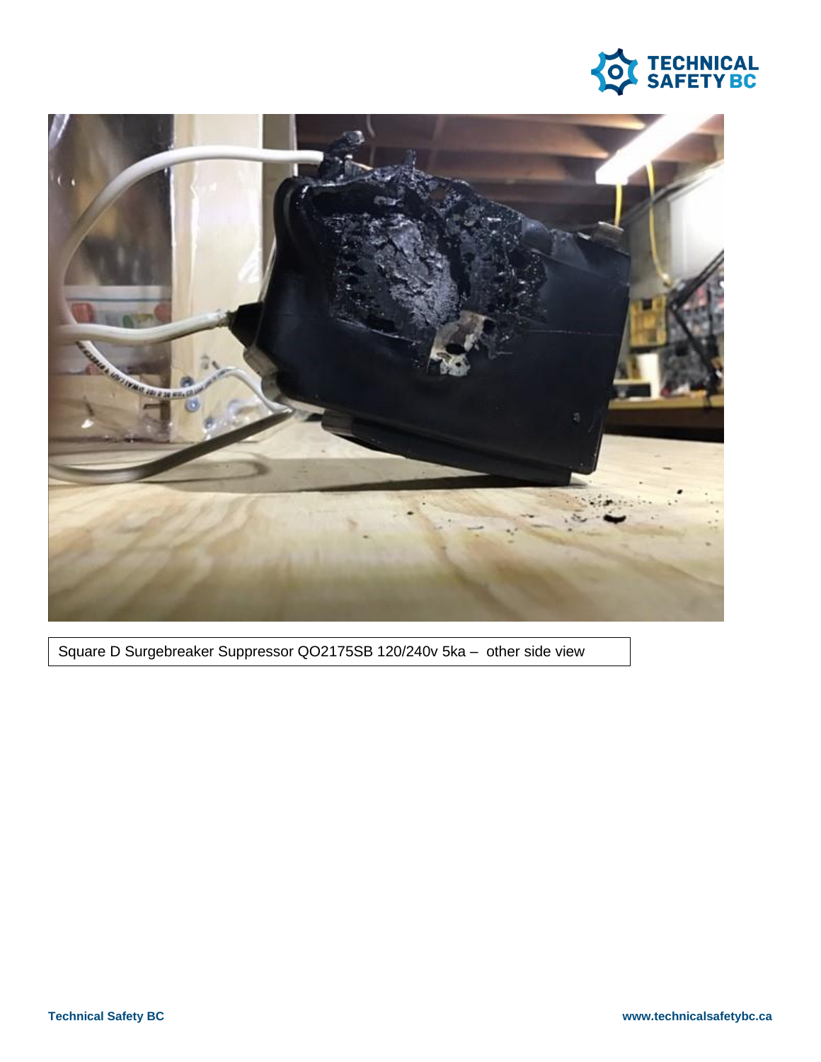Square D Surgebreaker Suppressor QO2175SB 120/240v 5ka – other side view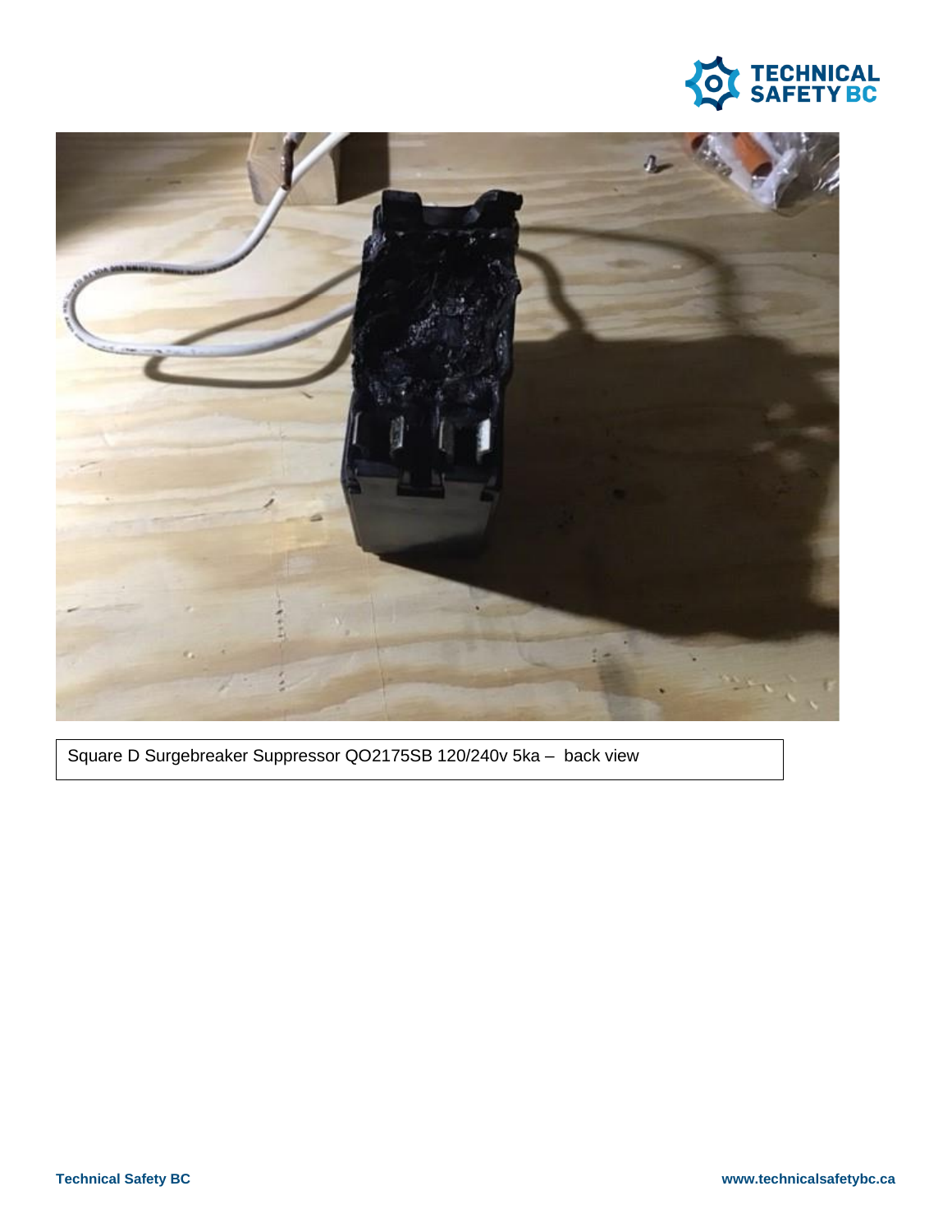Square D Surgebreaker Suppressor QO2175SB 120/240v 5ka –  back view